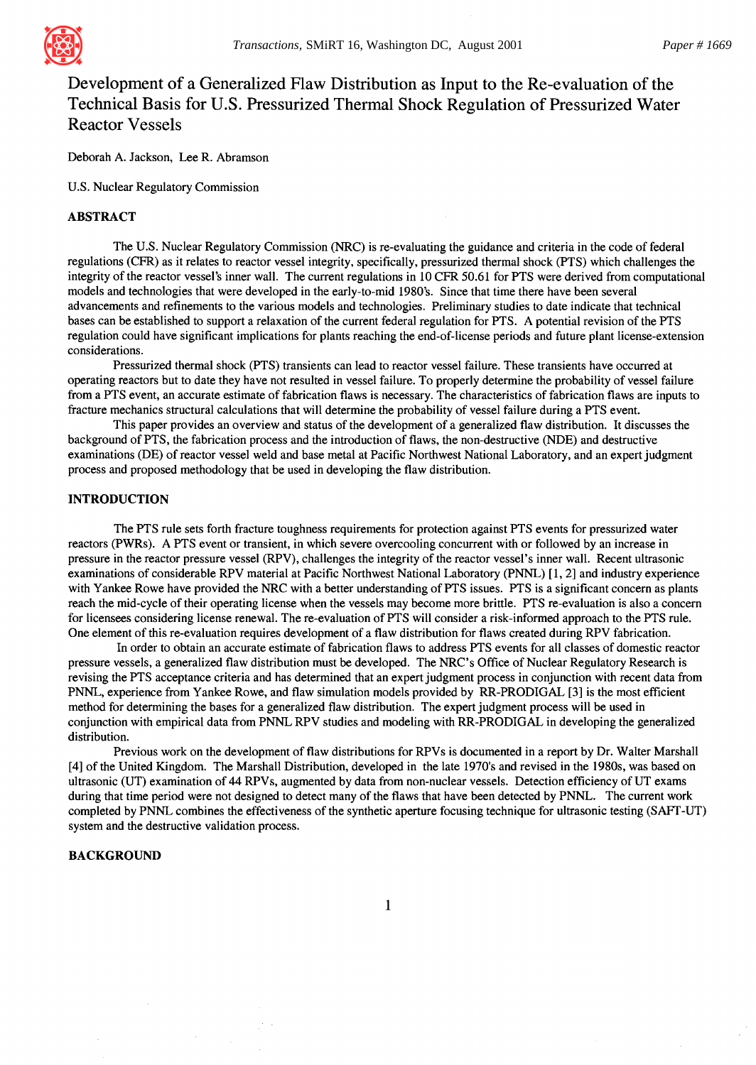# Development of a Generalized Flaw Distribution as Input to the Re-evaluation of the Technical Basis for U.S. Pressurized Thermal Shock Regulation of Pressurized Water Reactor Vessels

Deborah A. Jackson, Lee R. Abramson

U.S. Nuclear Regulatory Commission

## ABSTRACT

The U.S. Nuclear Regulatory Commission (NRC) is re-evaluating the guidance and criteria in the code of federal regulations (CFR) as it relates to reactor vessel integrity, specifically, pressurized thermal shock (PTS) which challenges the integrity of the reactor vessel's inner wall. The current regulations in 10 CFR 50.61 for PTS were derived from computational models and technologies that were developed in the early-to-mid 1980's. Since that time there have been several advancements and refinements to the various models and technologies. Preliminary studies to date indicate that technical bases can be established to support a relaxation of the current federal regulation for PTS. A potential revision of the PTS regulation could have significant implications for plants reaching the end-of-license periods and future plant license-extension considerations.

Pressurized thermal shock (PTS) transients can lead to reactor vessel failure. These transients have occurred at operating reactors but to date they have not resulted in vessel failure. To properly determine the probability of vessel failure from a PTS event, an accurate estimate of fabrication flaws is necessary. The characteristics of fabrication flaws are inputs to fracture mechanics structural calculations that will determine the probability of vessel failure during a PTS event.

This paper provides an overview and status of the development of a generalized flaw distribution. It discusses the background of PTS, the fabrication process and the introduction of flaws, the non-destructive (NDE) and destructive examinations (DE) of reactor vessel weld and base metal at Pacific Northwest National Laboratory, and an expert judgment process and proposed methodology that be used in developing the flaw distribution.

## INTRODUCTION

The PTS rule sets forth fracture toughness requirements for protection against PTS events for pressurized water reactors (PWRs). A PTS event or transient, in which severe overcooling concurrent with or followed by an increase in pressure in the reactor pressure vessel (RPV), challenges the integrity of the reactor vessel's inner wall. Recent ultrasonic examinations of considerable RPV material at Pacific Northwest National Laboratory (PNNL) [1, 2] and industry experience with Yankee Rowe have provided the NRC with a better understanding of PTS issues. PTS is a significant concern as plants reach the mid-cycle of their operating license when the vessels may become more brittle. PTS re-evaluation is also a concern for licensees considering license renewal. The re-evaluation of PTS will consider a risk-informed approach to the PTS rule. One element of this re-evaluation requires development of a flaw distribution for flaws created during RPV fabrication.

In order to obtain an accurate estimate of fabrication flaws to address PTS events for all classes of domestic reactor pressure vessels, a generalized flaw distribution must be developed. The NRC's Office of Nuclear Regulatory Research is revising the PTS acceptance criteria and has determined that an expert judgment process in conjunction with recent data from PNNL, experience from Yankee Rowe, and flaw simulation models provided by RR-PRODIGAL [3] is the most efficient method for determining the bases for a generalized flaw distribution. The expert judgment process will be used in conjunction with empirical data from PNNL RPV studies and modeling with RR-PRODIGAL in developing the generalized distribution.

Previous work on the development of flaw distributions for RPVs is documented in a report by Dr. Walter Marshall [4] of the United Kingdom. The Marshall Distribution, developed in the late 1970's and revised in the 1980s, was based on ultrasonic (UT) examination of 44 RPVs, augmented by data from non-nuclear vessels. Detection efficiency of UT exams during that time period were not designed to detect many of the flaws that have been detected by PNNL. The current work completed by PNNL combines the effectiveness of the synthetic aperture focusing technique for ultrasonic testing (SAFT-UT) system and the destructive validation process.

## BACKGROUND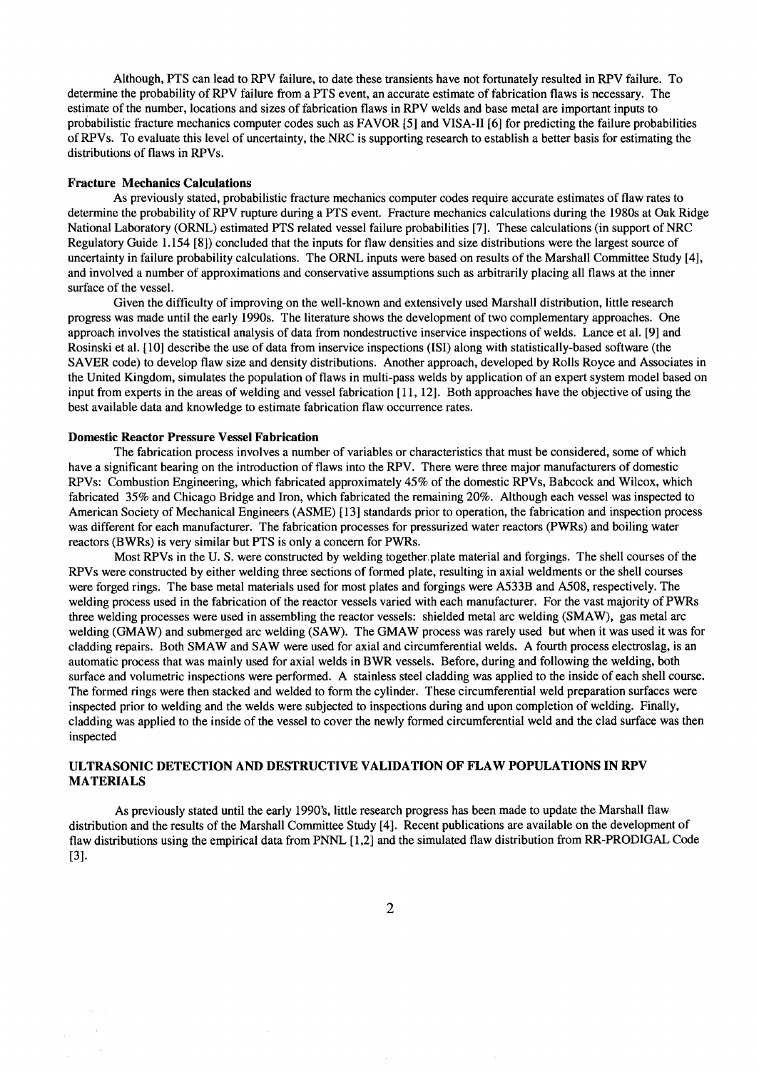Although, PTS can lead to RPV failure, to date these transients have not fortunately resulted in RPV failure. To determine the probability of RPV failure from a PTS event, an accurate estimate of fabrication flaws is necessary. The estimate of the number, locations and sizes of fabrication flaws in RPV welds and base metal are important inputs to probabilistic fracture mechanics computer codes such as FAVOR [5] and VISA-II [6] for predicting the failure probabilities of RPVs. To evaluate this level of uncertainty, the NRC is supporting research to establish a better basis for estimating the distributions of flaws in RPVs.

**Fracture Mechanics Calculations**

As previously stated, probabilistic fracture mechanics computer codes require accurate estimates of flaw rates to determine the probability of RPV rupture during a PTS event. Fracture mechanics calculations during the 1980s at Oak Ridge National Laboratory (ORNL) estimated PTS related vessel failure probabilities [7]. These calculations (in support of NRC Regulatory Guide 1.154 [8]) concluded that the inputs for flaw densities and size distributions were the largest source of uncertainty in failure probability calculations. The ORNL inputs were based on results of the Marshall Committee Study [4], and involved a number of approximations and conservative assumptions such as arbitrarily placing all flaws at the inner surface of the vessel.

Given the difficulty of improving on the well-known and extensively used Marshall distribution, little research progress was made until the early 1990s. The literature shows the development of two complementary approaches. One approach involves the statistical analysis of data from nondestructive inservice inspections of welds. Lance et al. [9] and Rosinski et al. [10] describe the use of data from inservice inspections (ISI) along with statistically-based software (the SAVER code) to develop flaw size and density distributions. Another approach, developed by Rolls Royce and Associates in the United Kingdom, simulates the population of flaws in multi-pass welds by application of an expert system model based on input from experts in the areas of welding and vessel fabrication [11, 12]. Both approaches have the objective of using the best available data and knowledge to estimate fabrication flaw occurrence rates.

**Domestic Reactor Pressure Vessel Fabrication**

The fabrication process involves a number of variables or characteristics that must be considered, some of which have a significant bearing on the introduction of flaws into the RPV. There were three major manufacturers of domestic RPVs: Combustion Engineering, which fabricated approximately 45% of the domestic RPVs, Babcock and Wilcox, which fabricated 35% and Chicago Bridge and Iron, which fabricated the remaining 20%. Although each vessel was inspected to American Society of Mechanical Engineers (ASME) [13] standards prior to operation, the fabrication and inspection process was different for each manufacturer. The fabrication processes for pressurized water reactors (PWRs) and boiling water reactors (BWRs) is very similar but PTS is only a concern for PWRs.

Most RPVs in the U. S. were constructed by welding together plate material and forgings. The shell courses of the RPVs were constructed by either welding three sections of formed plate, resulting in axial weldments or the shell courses were forged rings. The base metal materials used for most plates and forgings were A533B and A508, respectively. The welding process used in the fabrication of the reactor vessels varied with each manufacturer. For the vast majority of PWRs three welding processes were used in assembling the reactor vessels: shielded metal arc welding (SMAW), gas metal arc welding (GMAW) and submerged arc welding (SAW). The GMAW process was rarely used but when it was used it was for cladding repairs. Both SMAW and SAW were used for axial and circumferential welds. A fourth process electroslag, is an automatic process that was mainly used for axial welds in BWR vessels. Before, during and following the welding, both surface and volumetric inspections were performed. A stainless steel cladding was applied to the inside of each shell course. The formed rings were then stacked and welded to form the cylinder. These circumferential weld preparation surfaces were inspected prior to welding and the welds were subjected to inspections during and upon completion of welding. Finally, cladding was applied to the inside of the vessel to cover the newly formed circumferential weld and the clad surface was then inspected

## ULTRASONIC DETECTION AND DESTRUCTIVE VALIDATION OF FLAW POPULATIONS IN RPV MATERIALS

As previously stated until the early 1990's, little research progress has been made to update the Marshall flaw distribution and the results of the Marshall Committee Study [4]. Recent publications are available on the development of flaw distributions using the empirical data from PNNL [1,2] and the simulated flaw distribution from RR-PRODIGAL Code [3].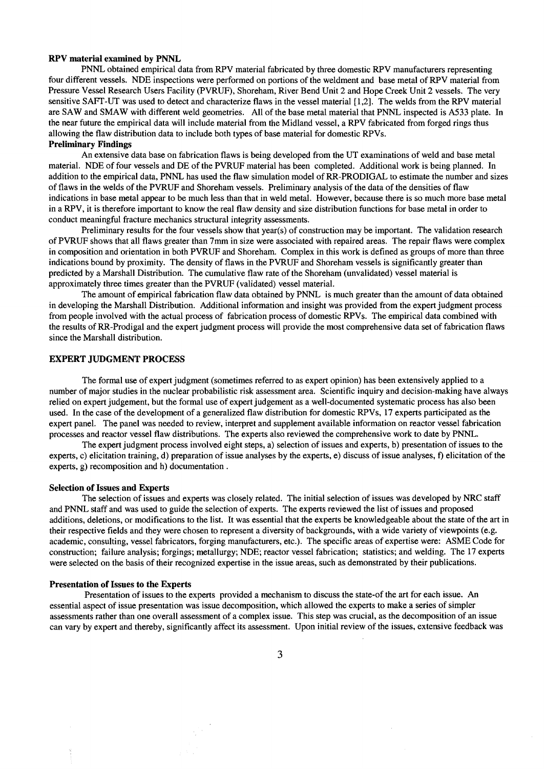### RPV material examined by PNNL

PNNL obtained empirical data from RPV material fabricated by three domestic RPV manufacturers representing four different vessels. NDE inspections were performed on portions of the weldment and base metal of RPV material from Pressure Vessel Research Users Facility (PVRUF), Shoreham, River Bend Unit 2 and Hope Creek Unit 2 vessels. The very sensitive SAFT-UT was used to detect and characterize flaws in the vessel material [1,2]. The welds from the RPV material are SAW and SMAW with different weld geometries. All of the base metal material that PNNL inspected is A533 plate. In the near future the empirical data will include material from the Midland vessel, a RPV fabricated from forged rings thus allowing the flaw distribution data to include both types of base material for domestic RPVs.

### Preliminary Findings

An extensive data base on fabrication flaws is being developed from the UT examinations of weld and base metal material. NDE of four vessels and DE of the PVRUF material has been completed. Additional work is being planned. In addition to the empirical data, PNNL has used the flaw simulation model of RR-PRODIGAL to estimate the number and sizes of flaws in the welds of the PVRUF and Shoreham vessels. Preliminary analysis of the data of the densities of flaw indications in base metal appear to be much less than that in weld metal. However, because there is so much more base metal in a RPV, it is therefore important to know the real flaw density and size distribution functions for base metal in order to conduct meaningful fracture mechanics structural integrity assessments.

Preliminary results for the four vessels show that year(s) of construction may be important. The validation research of PVRUF shows that all flaws greater than 7mm in size were associated with repaired areas. The repair flaws were complex in composition and orientation in both PVRUF and Shoreham. Complex in this work is defined as groups of more than three indications bound by proximity. The density of flaws in the PVRUF and Shoreham vessels is significantly greater than predicted by a Marshall Distribution. The cumulative flaw rate of the Shoreham (unvalidated) vessel material is approximately three times greater than the PVRUF (validated) vessel material.

The amount of empirical fabrication flaw data obtained by PNNL is much greater than the amount of data obtained in developing the Marshall Distribution. Additional information and insight was provided from the expert judgment process from people involved with the actual process of fabrication process of domestic RPVs. The empirical data combined with the results of RR-Prodigal and the expert judgment process will provide the most comprehensive data set of fabrication flaws since the Marshall distribution.

## EXPERT JUDGMENT PROCESS

The formal use of expert judgment (sometimes referred to as expert opinion) has been extensively applied to a number of major studies in the nuclear probabilistic risk assessment area. Scientific inquiry and decision-making have always relied on expert judgement, but the formal use of expert judgement as a well-documented systematic process has also been used. In the case of the development of a generalized flaw distribution for domestic RPVs, 17 experts participated as the expert panel. The panel was needed to review, interpret and supplement available information on reactor vessel fabrication processes and reactor vessel flaw distributions. The experts also reviewed the comprehensive work to date by PNNL.

The expert judgment process involved eight steps, a) selection of issues and experts, b) presentation of issues to the experts, c) elicitation training, d) preparation of issue analyses by the experts, e) discuss of issue analyses, f) elicitation of the experts, g) recomposition and h) documentation .

### Selection of Issues and Experts

The selection of issues and experts was closely related. The initial selection of issues was developed by NRC staff and PNNL staff and was used to guide the selection of experts. The experts reviewed the list of issues and proposed additions, deletions, or modifications to the list. It was essential that the experts be knowledgeable about the state of the art in their respective fields and they were chosen to represent a diversity of backgrounds, with a wide variety of viewpoints (e.g. academic, consulting, vessel fabricators, forging manufacturers, etc.). The specific areas of expertise were: ASME Code for construction; failure analysis; forgings; metallurgy; NDE; reactor vessel fabrication; statistics; and welding. The 17 experts were selected on the basis of their recognized expertise in the issue areas, such as demonstrated by their publications.

### Presentation of Issues to the Experts

Presentation of issues to the experts provided a mechanism to discuss the state-of the art for each issue. An essential aspect of issue presentation was issue decomposition, which allowed the experts to make a series of simpler assessments rather than one overall assessment of a complex issue. This step was crucial, as the decomposition of an issue can vary by expert and thereby, significantly affect its assessment. Upon initial review of the issues, extensive feedback was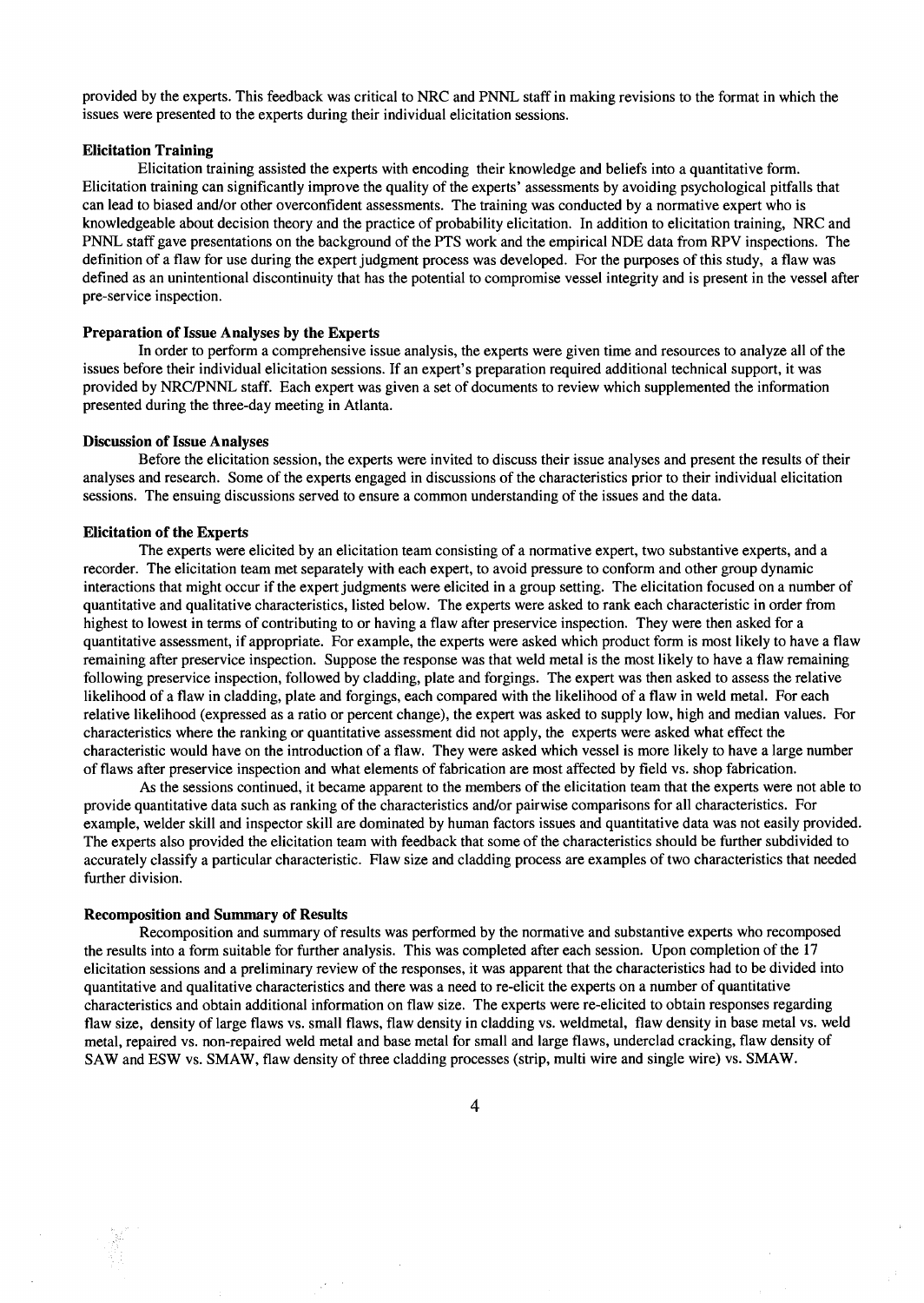provided by the experts. This feedback was critical to NRC and PNNL staff in making revisions to the format in which the issues were presented to the experts during their individual elicitation sessions.

**Elicitation Training**

Elicitation training assisted the experts with encoding their knowledge and beliefs into a quantitative form. Elicitation training can significantly improve the quality of the experts' assessments by avoiding psychological pitfalls that can lead to biased and/or other overconfident assessments. The training was conducted by a normative expert who is knowledgeable about decision theory and the practice of probability elicitation. In addition to elicitation training, NRC and PNNL staff gave presentations on the background of the PTS work and the empirical NDE data from RPV inspections. The definition of a flaw for use during the expert judgment process was developed. For the purposes of this study, a flaw was defined as an unintentional discontinuity that has the potential to compromise vessel integrity and is present in the vessel after pre-service inspection.

**Preparation of Issue Analyses by the Experts**

In order to perform a comprehensive issue analysis, the experts were given time and resources to analyze all of the issues before their individual elicitation sessions. If an expert's preparation required additional technical support, it was provided by NRC/PNNL staff. Each expert was given a set of documents to review which supplemented the information presented during the three-day meeting in Atlanta.

**Discussion of Issue Analyses**

Before the elicitation session, the experts were invited to discuss their issue analyses and present the results of their analyses and research. Some of the experts engaged in discussions of the characteristics prior to their individual elicitation sessions. The ensuing discussions served to ensure a common understanding of the issues and the data.

**Elicitation of the Experts**

The experts were elicited by an elicitation team consisting of a normative expert, two substantive experts, and a recorder. The elicitation team met separately with each expert, to avoid pressure to conform and other group dynamic interactions that might occur if the expert judgments were elicited in a group setting. The elicitation focused on a number of quantitative and qualitative characteristics, listed below. The experts were asked to rank each characteristic in order from highest to lowest in terms of contributing to or having a flaw after preservice inspection. They were then asked for a quantitative assessment, if appropriate. For example, the experts were asked which product form is most likely to have a flaw remaining after preservice inspection. Suppose the response was that weld metal is the most likely to have a flaw remaining following preservice inspection, followed by cladding, plate and forgings. The expert was then asked to assess the relative likelihood of a flaw in cladding, plate and forgings, each compared with the likelihood of a flaw in weld metal. For each relative likelihood (expressed as a ratio or percent change), the expert was asked to supply low, high and median values. For characteristics where the ranking or quantitative assessment did not apply, the experts were asked what effect the characteristic would have on the introduction of a flaw. They were asked which vessel is more likely to have a large number of flaws after preservice inspection and what elements of fabrication are most affected by field vs. shop fabrication.

As the sessions continued, it became apparent to the members of the elicitation team that the experts were not able to provide quantitative data such as ranking of the characteristics and/or pairwise comparisons for all characteristics. For example, welder skill and inspector skill are dominated by human factors issues and quantitative data was not easily provided. The experts also provided the elicitation team with feedback that some of the characteristics should be further subdivided to accurately classify a particular characteristic. Flaw size and cladding process are examples of two characteristics that needed further division.

**Recomposition and Summary of Results**

Recomposition and summary of results was performed by the normative and substantive experts who recomposed the results into a form suitable for further analysis. This was completed after each session. Upon completion of the 17 elicitation sessions and a preliminary review of the responses, it was apparent that the characteristics had to be divided into quantitative and qualitative characteristics and there was a need to re-elicit the experts on a number of quantitative characteristics and obtain additional information on flaw size. The experts were re-elicited to obtain responses regarding flaw size, density of large flaws vs. small flaws, flaw density in cladding vs. weldmetal, flaw density in base metal vs. weld metal, repaired vs. non-repaired weld metal and base metal for small and large flaws, underclad cracking, flaw density of SAW and ESW vs. SMAW, flaw density of three cladding processes (strip, multi wire and single wire) vs. SMAW.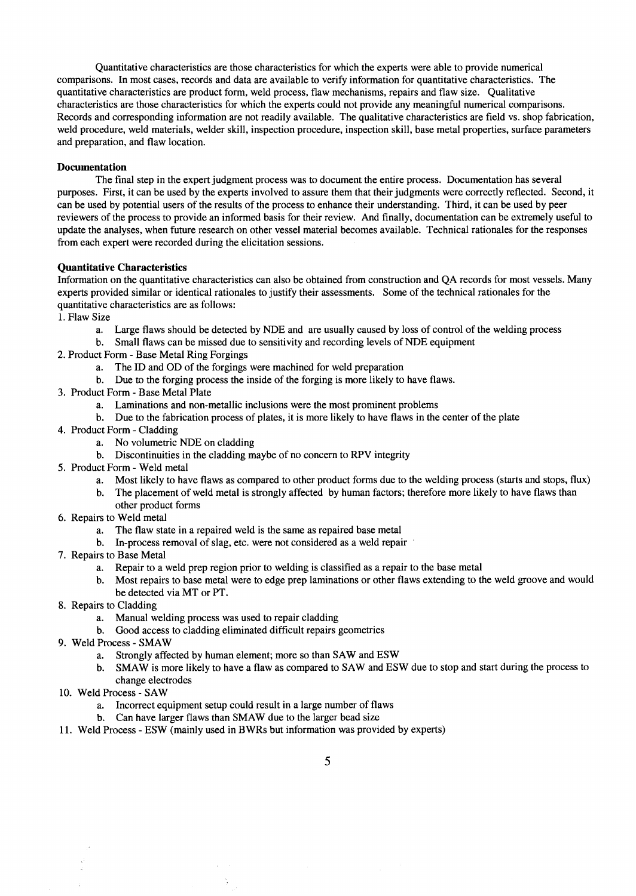Quantitative characteristics are those characteristics for which the experts were able to provide numerical comparisons. In most cases, records and data are available to verify information for quantitative characteristics. The quantitative characteristics are product form, weld process, flaw mechanisms, repairs and flaw size. Qualitative characteristics are those characteristics for which the experts could not provide any meaningful numerical comparisons. Records and corresponding information are not readily available. The qualitative characteristics are field vs. shop fabrication, weld procedure, weld materials, welder skill, inspection procedure, inspection skill, base metal properties, surface parameters and preparation, and flaw location.

**Documentation**

The final step in the expert judgment process was to document the entire process. Documentation has several purposes. First, it can be used by the experts involved to assure them that their judgments were correctly reflected. Second, it can be used by potential users of the results of the process to enhance their understanding. Third, it can be used by peer reviewers of the process to provide an informed basis for their review. And finally, documentation can be extremely useful to update the analyses, when future research on other vessel material becomes available. Technical rationales for the responses from each expert were recorded during the elicitation sessions.

**Quantitative Characteristics**

Information on the quantitative characteristics can also be obtained from construction and QA records for most vessels. Many experts provided similar or identical rationales to justify their assessments. Some of the technical rationales for the quantitative characteristics are as follows:

1. Flaw Size
   a. Large flaws should be detected by NDE and are usually caused by loss of control of the welding process
   b. Small flaws can be missed due to sensitivity and recording levels of NDE equipment
2. Product Form - Base Metal Ring Forgings
   a. The ID and OD of the forgings were machined for weld preparation
   b. Due to the forging process the inside of the forging is more likely to have flaws.
3. Product Form - Base Metal Plate
   a. Laminations and non-metallic inclusions were the most prominent problems
   b. Due to the fabrication process of plates, it is more likely to have flaws in the center of the plate
4. Product Form - Cladding
   a. No volumetric NDE on cladding
   b. Discontinuities in the cladding maybe of no concern to RPV integrity
5. Product Form - Weld metal
   a. Most likely to have flaws as compared to other product forms due to the welding process (starts and stops, flux)
   b. The placement of weld metal is strongly affected by human factors; therefore more likely to have flaws than other product forms
6. Repairs to Weld metal
   a. The flaw state in a repaired weld is the same as repaired base metal
   b. In-process removal of slag, etc. were not considered as a weld repair
7. Repairs to Base Metal
   a. Repair to a weld prep region prior to welding is classified as a repair to the base metal
   b. Most repairs to base metal were to edge prep laminations or other flaws extending to the weld groove and would be detected via MT or PT.
8. Repairs to Cladding
   a. Manual welding process was used to repair cladding
   b. Good access to cladding eliminated difficult repairs geometries
9. Weld Process - SMAW
   a. Strongly affected by human element; more so than SAW and ESW
   b. SMAW is more likely to have a flaw as compared to SAW and ESW due to stop and start during the process to change electrodes
10. Weld Process - SAW
    a. Incorrect equipment setup could result in a large number of flaws
    b. Can have larger flaws than SMAW due to the larger bead size
11. Weld Process - ESW (mainly used in BWRs but information was provided by experts)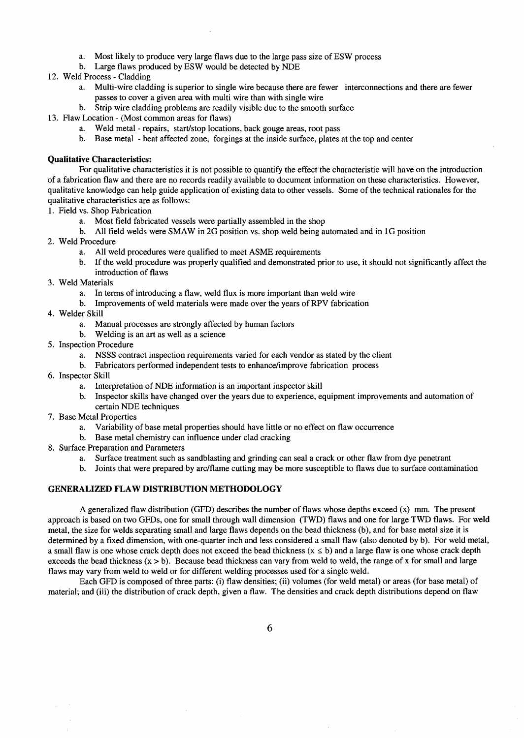a. Most likely to produce very large flaws due to the large pass size of ESW process
   b. Large flaws produced by ESW would be detected by NDE

12. Weld Process - Cladding
    a. Multi-wire cladding is superior to single wire because there are fewer interconnections and there are fewer passes to cover a given area with multi wire than with single wire
    b. Strip wire cladding problems are readily visible due to the smooth surface
13. Flaw Location - (Most common areas for flaws)
    a. Weld metal - repairs, start/stop locations, back gouge areas, root pass
    b. Base metal - heat affected zone, forgings at the inside surface, plates at the top and center

**Qualitative Characteristics:**

For qualitative characteristics it is not possible to quantify the effect the characteristic will have on the introduction of a fabrication flaw and there are no records readily available to document information on these characteristics. However, qualitative knowledge can help guide application of existing data to other vessels. Some of the technical rationales for the qualitative characteristics are as follows:

1. Field vs. Shop Fabrication
   a. Most field fabricated vessels were partially assembled in the shop
   b. All field welds were SMAW in 2G position vs. shop weld being automated and in 1G position
2. Weld Procedure
   a. All weld procedures were qualified to meet ASME requirements
   b. If the weld procedure was properly qualified and demonstrated prior to use, it should not significantly affect the introduction of flaws
3. Weld Materials
   a. In terms of introducing a flaw, weld flux is more important than weld wire
   b. Improvements of weld materials were made over the years of RPV fabrication
4. Welder Skill
   a. Manual processes are strongly affected by human factors
   b. Welding is an art as well as a science
5. Inspection Procedure
   a. NSSS contract inspection requirements varied for each vendor as stated by the client
   b. Fabricators performed independent tests to enhance/improve fabrication process
6. Inspector Skill
   a. Interpretation of NDE information is an important inspector skill
   b. Inspector skills have changed over the years due to experience, equipment improvements and automation of certain NDE techniques
7. Base Metal Properties
   a. Variability of base metal properties should have little or no effect on flaw occurrence
   b. Base metal chemistry can influence under clad cracking
8. Surface Preparation and Parameters
   a. Surface treatment such as sandblasting and grinding can seal a crack or other flaw from dye penetrant
   b. Joints that were prepared by arc/flame cutting may be more susceptible to flaws due to surface contamination

## GENERALIZED FLAW DISTRIBUTION METHODOLOGY

A generalized flaw distribution (GFD) describes the number of flaws whose depths exceed (x) mm. The present approach is based on two GFDs, one for small through wall dimension (TWD) flaws and one for large TWD flaws. For weld metal, the size for welds separating small and large flaws depends on the bead thickness (b), and for base metal size it is determined by a fixed dimension, with one-quarter inch and less considered a small flaw (also denoted by b). For weld metal, a small flaw is one whose crack depth does not exceed the bead thickness ($x \leq b$) and a large flaw is one whose crack depth exceeds the bead thickness ($x > b$). Because bead thickness can vary from weld to weld, the range of x for small and large flaws may vary from weld to weld or for different welding processes used for a single weld.

Each GFD is composed of three parts: (i) flaw densities; (ii) volumes (for weld metal) or areas (for base metal) of material; and (iii) the distribution of crack depth, given a flaw. The densities and crack depth distributions depend on flaw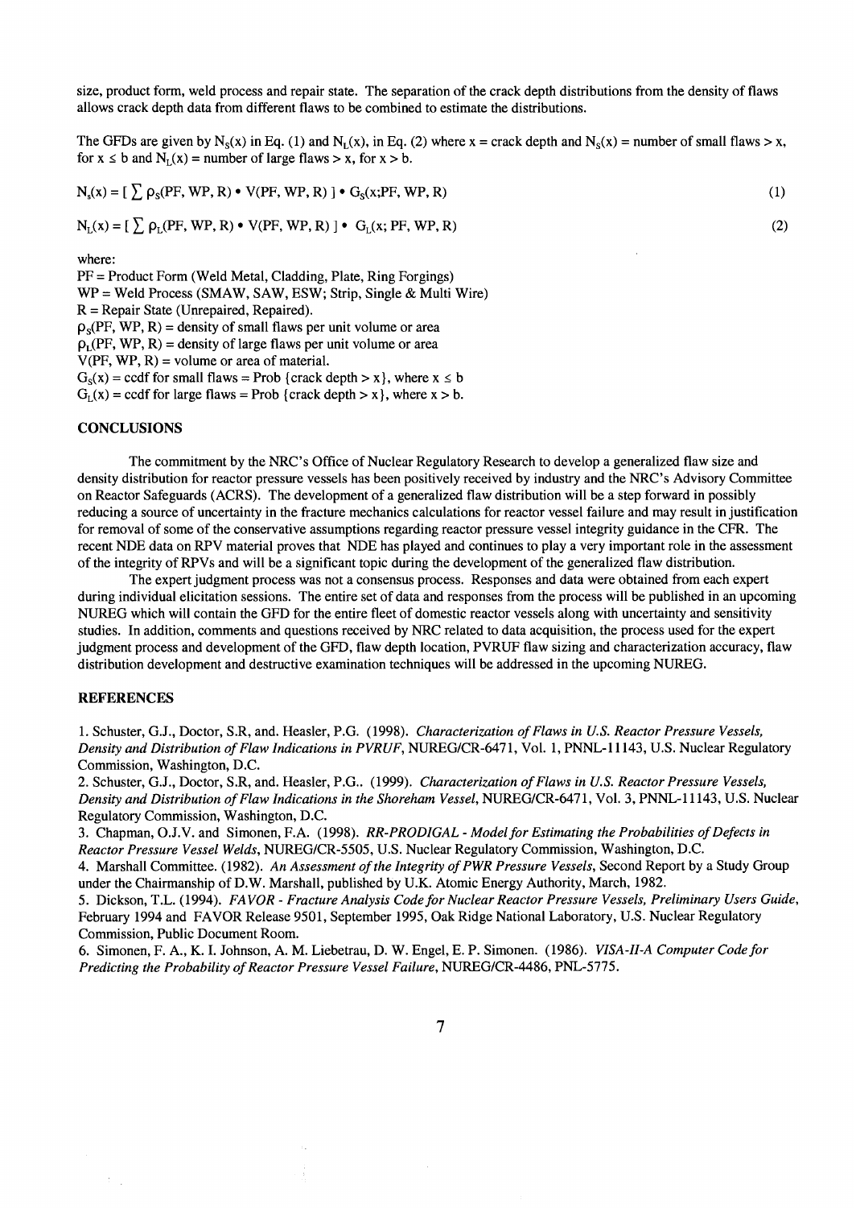size, product form, weld process and repair state. The separation of the crack depth distributions from the density of flaws allows crack depth data from different flaws to be combined to estimate the distributions.

The GFDs are given by $N_S(x)$ in Eq. (1) and $N_L(x)$, in Eq. (2) where x = crack depth and $N_S(x)$ = number of small flaws > x, for $x \leq b$ and $N_L(x)$ = number of large flaws > x, for x > b.

$$N_s(x) = [\sum \rho_S(PF, WP, R) \bullet V(PF, WP, R)] \bullet G_S(x; PF, WP, R) \quad (1)$$

$$N_L(x) = [\sum \rho_L(PF, WP, R) \bullet V(PF, WP, R)] \bullet G_L(x; PF, WP, R) \quad (2)$$

where:
PF = Product Form (Weld Metal, Cladding, Plate, Ring Forgings)
WP = Weld Process (SMAW, SAW, ESW; Strip, Single & Multi Wire)
R = Repair State (Unrepaired, Repaired).
$\rho_S(PF, WP, R)$ = density of small flaws per unit volume or area
$\rho_L(PF, WP, R)$ = density of large flaws per unit volume or area
V(PF, WP, R) = volume or area of material.
$G_S(x)$ = ccdf for small flaws = Prob {crack depth > x}, where $x \leq b$
$G_L(x)$ = ccdf for large flaws = Prob {crack depth > x}, where x > b.

## CONCLUSIONS

The commitment by the NRC's Office of Nuclear Regulatory Research to develop a generalized flaw size and density distribution for reactor pressure vessels has been positively received by industry and the NRC's Advisory Committee on Reactor Safeguards (ACRS). The development of a generalized flaw distribution will be a step forward in possibly reducing a source of uncertainty in the fracture mechanics calculations for reactor vessel failure and may result in justification for removal of some of the conservative assumptions regarding reactor pressure vessel integrity guidance in the CFR. The recent NDE data on RPV material proves that NDE has played and continues to play a very important role in the assessment of the integrity of RPVs and will be a significant topic during the development of the generalized flaw distribution.

The expert judgment process was not a consensus process. Responses and data were obtained from each expert during individual elicitation sessions. The entire set of data and responses from the process will be published in an upcoming NUREG which will contain the GFD for the entire fleet of domestic reactor vessels along with uncertainty and sensitivity studies. In addition, comments and questions received by NRC related to data acquisition, the process used for the expert judgment process and development of the GFD, flaw depth location, PVRUF flaw sizing and characterization accuracy, flaw distribution development and destructive examination techniques will be addressed in the upcoming NUREG.

## REFERENCES

1. Schuster, G.J., Doctor, S.R, and. Heasler, P.G. (1998). *Characterization of Flaws in U.S. Reactor Pressure Vessels, Density and Distribution of Flaw Indications in PVRUF*, NUREG/CR-6471, Vol. 1, PNNL-11143, U.S. Nuclear Regulatory Commission, Washington, D.C.
2. Schuster, G.J., Doctor, S.R, and. Heasler, P.G.. (1999). *Characterization of Flaws in U.S. Reactor Pressure Vessels, Density and Distribution of Flaw Indications in the Shoreham Vessel*, NUREG/CR-6471, Vol. 3, PNNL-11143, U.S. Nuclear Regulatory Commission, Washington, D.C.
3. Chapman, O.J.V. and Simonen, F.A. (1998). *RR-PRODIGAL - Model for Estimating the Probabilities of Defects in Reactor Pressure Vessel Welds*, NUREG/CR-5505, U.S. Nuclear Regulatory Commission, Washington, D.C.
4. Marshall Committee. (1982). *An Assessment of the Integrity of PWR Pressure Vessels*, Second Report by a Study Group under the Chairmanship of D.W. Marshall, published by U.K. Atomic Energy Authority, March, 1982.
5. Dickson, T.L. (1994). *FAVOR - Fracture Analysis Code for Nuclear Reactor Pressure Vessels, Preliminary Users Guide*, February 1994 and FAVOR Release 9501, September 1995, Oak Ridge National Laboratory, U.S. Nuclear Regulatory Commission, Public Document Room.
6. Simonen, F. A., K. I. Johnson, A. M. Liebetrau, D. W. Engel, E. P. Simonen. (1986). *VISA-II-A Computer Code for Predicting the Probability of Reactor Pressure Vessel Failure*, NUREG/CR-4486, PNL-5775.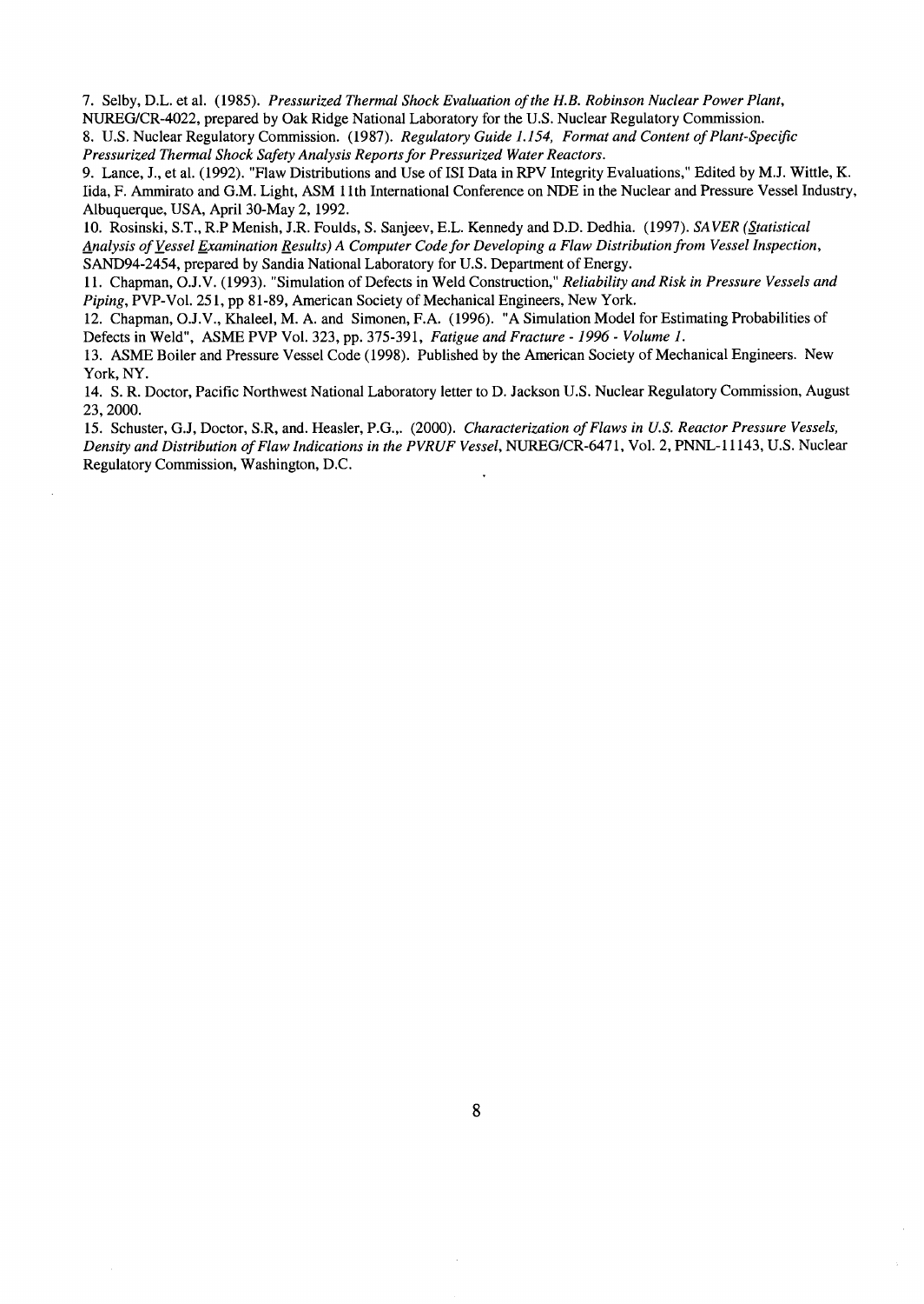7. Selby, D.L. et al. (1985). *Pressurized Thermal Shock Evaluation of the H.B. Robinson Nuclear Power Plant*, NUREG/CR-4022, prepared by Oak Ridge National Laboratory for the U.S. Nuclear Regulatory Commission.

8. U.S. Nuclear Regulatory Commission. (1987). *Regulatory Guide 1.154, Format and Content of Plant-Specific Pressurized Thermal Shock Safety Analysis Reports for Pressurized Water Reactors*.

9. Lance, J., et al. (1992). "Flaw Distributions and Use of ISI Data in RPV Integrity Evaluations," Edited by M.J. Wittle, K. Iida, F. Ammirato and G.M. Light, ASM 11th International Conference on NDE in the Nuclear and Pressure Vessel Industry, Albuquerque, USA, April 30-May 2, 1992.

10. Rosinski, S.T., R.P Menish, J.R. Foulds, S. Sanjeev, E.L. Kennedy and D.D. Dedhia. (1997). *SAVER (Statistical Analysis of Vessel Examination Results) A Computer Code for Developing a Flaw Distribution from Vessel Inspection*, SAND94-2454, prepared by Sandia National Laboratory for U.S. Department of Energy.

11. Chapman, O.J.V. (1993). "Simulation of Defects in Weld Construction," *Reliability and Risk in Pressure Vessels and Piping*, PVP-Vol. 251, pp 81-89, American Society of Mechanical Engineers, New York.

12. Chapman, O.J.V., Khaleel, M. A. and Simonen, F.A. (1996). "A Simulation Model for Estimating Probabilities of Defects in Weld", ASME PVP Vol. 323, pp. 375-391, *Fatigue and Fracture - 1996 - Volume 1*.

13. ASME Boiler and Pressure Vessel Code (1998). Published by the American Society of Mechanical Engineers. New York, NY.

14. S. R. Doctor, Pacific Northwest National Laboratory letter to D. Jackson U.S. Nuclear Regulatory Commission, August 23, 2000.

15. Schuster, G.J, Doctor, S.R, and. Heasler, P.G.,. (2000). *Characterization of Flaws in U.S. Reactor Pressure Vessels, Density and Distribution of Flaw Indications in the PVRUF Vessel*, NUREG/CR-6471, Vol. 2, PNNL-11143, U.S. Nuclear Regulatory Commission, Washington, D.C.